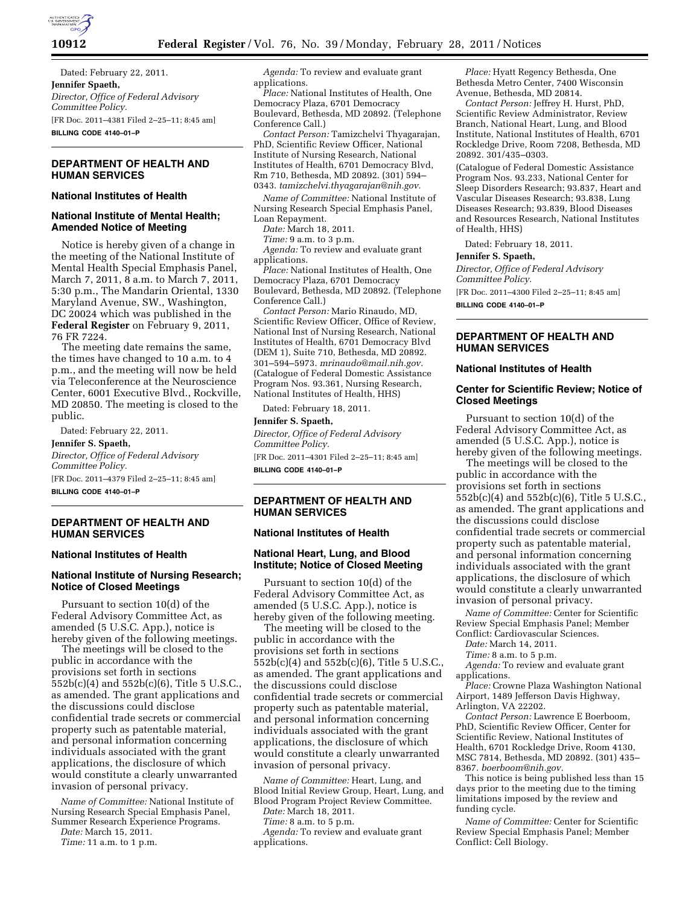Dated: February 22, 2011.

**Jennifer Spaeth,**

*Director, Office of Federal Advisory Committee Policy.*

[FR Doc. 2011–4381 Filed 2–25–11; 8:45 am]

**BILLING CODE 4140–01–P**

---

## DEPARTMENT OF HEALTH AND HUMAN SERVICES

### National Institutes of Health

### National Institute of Mental Health; Amended Notice of Meeting

Notice is hereby given of a change in the meeting of the National Institute of Mental Health Special Emphasis Panel, March 7, 2011, 8 a.m. to March 7, 2011, 5:30 p.m., The Mandarin Oriental, 1330 Maryland Avenue, SW., Washington, DC 20024 which was published in the **Federal Register** on February 9, 2011, 76 FR 7224.

The meeting date remains the same, the times have changed to 10 a.m. to 4 p.m., and the meeting will now be held via Teleconference at the Neuroscience Center, 6001 Executive Blvd., Rockville, MD 20850. The meeting is closed to the public.

Dated: February 22, 2011.

**Jennifer S. Spaeth,**

*Director, Office of Federal Advisory Committee Policy.*

[FR Doc. 2011–4379 Filed 2–25–11; 8:45 am]

**BILLING CODE 4140–01–P**

---

## DEPARTMENT OF HEALTH AND HUMAN SERVICES

### National Institutes of Health

### National Institute of Nursing Research; Notice of Closed Meetings

Pursuant to section 10(d) of the Federal Advisory Committee Act, as amended (5 U.S.C. App.), notice is hereby given of the following meetings.

The meetings will be closed to the public in accordance with the provisions set forth in sections 552b(c)(4) and 552b(c)(6), Title 5 U.S.C., as amended. The grant applications and the discussions could disclose confidential trade secrets or commercial property such as patentable material, and personal information concerning individuals associated with the grant applications, the disclosure of which would constitute a clearly unwarranted invasion of personal privacy.

*Name of Committee:* National Institute of Nursing Research Special Emphasis Panel, Summer Research Experience Programs.

*Date:* March 15, 2011.

*Time:* 11 a.m. to 1 p.m.

*Agenda:* To review and evaluate grant applications.

*Place:* National Institutes of Health, One Democracy Plaza, 6701 Democracy Boulevard, Bethesda, MD 20892. (Telephone Conference Call.)

*Contact Person:* Tamizchelvi Thyagarajan, PhD, Scientific Review Officer, National Institute of Nursing Research, National Institutes of Health, 6701 Democracy Blvd, Rm 710, Bethesda, MD 20892. (301) 594–0343. *tamizchelvi.thyagarajan@nih.gov.*

*Name of Committee:* National Institute of Nursing Research Special Emphasis Panel, Loan Repayment.

*Date:* March 18, 2011.

*Time:* 9 a.m. to 3 p.m.

*Agenda:* To review and evaluate grant applications.

*Place:* National Institutes of Health, One Democracy Plaza, 6701 Democracy Boulevard, Bethesda, MD 20892. (Telephone Conference Call.)

*Contact Person:* Mario Rinaudo, MD, Scientific Review Officer, Office of Review, National Inst of Nursing Research, National Institutes of Health, 6701 Democracy Blvd (DEM 1), Suite 710, Bethesda, MD 20892. 301–594–5973. *mrinaudo@mail.nih.gov.*

(Catalogue of Federal Domestic Assistance Program Nos. 93.361, Nursing Research, National Institutes of Health, HHS)

Dated: February 18, 2011.

**Jennifer S. Spaeth,**

*Director, Office of Federal Advisory Committee Policy.*

[FR Doc. 2011–4301 Filed 2–25–11; 8:45 am]

**BILLING CODE 4140–01–P**

---

## DEPARTMENT OF HEALTH AND HUMAN SERVICES

### National Institutes of Health

### National Heart, Lung, and Blood Institute; Notice of Closed Meeting

Pursuant to section 10(d) of the Federal Advisory Committee Act, as amended (5 U.S.C. App.), notice is hereby given of the following meeting.

The meeting will be closed to the public in accordance with the provisions set forth in sections 552b(c)(4) and 552b(c)(6), Title 5 U.S.C., as amended. The grant applications and the discussions could disclose confidential trade secrets or commercial property such as patentable material, and personal information concerning individuals associated with the grant applications, the disclosure of which would constitute a clearly unwarranted invasion of personal privacy.

*Name of Committee:* Heart, Lung, and Blood Initial Review Group, Heart, Lung, and Blood Program Project Review Committee.

*Date:* March 18, 2011.

*Time:* 8 a.m. to 5 p.m.

*Agenda:* To review and evaluate grant applications.

*Place:* Hyatt Regency Bethesda, One Bethesda Metro Center, 7400 Wisconsin Avenue, Bethesda, MD 20814.

*Contact Person:* Jeffrey H. Hurst, PhD, Scientific Review Administrator, Review Branch, National Heart, Lung, and Blood Institute, National Institutes of Health, 6701 Rockledge Drive, Room 7208, Bethesda, MD 20892. 301/435–0303.

(Catalogue of Federal Domestic Assistance Program Nos. 93.233, National Center for Sleep Disorders Research; 93.837, Heart and Vascular Diseases Research; 93.838, Lung Diseases Research; 93.839, Blood Diseases and Resources Research, National Institutes of Health, HHS)

Dated: February 18, 2011.

**Jennifer S. Spaeth,**

*Director, Office of Federal Advisory Committee Policy.*

[FR Doc. 2011–4300 Filed 2–25–11; 8:45 am]

**BILLING CODE 4140–01–P**

---

## DEPARTMENT OF HEALTH AND HUMAN SERVICES

### National Institutes of Health

### Center for Scientific Review; Notice of Closed Meetings

Pursuant to section 10(d) of the Federal Advisory Committee Act, as amended (5 U.S.C. App.), notice is hereby given of the following meetings.

The meetings will be closed to the public in accordance with the provisions set forth in sections 552b(c)(4) and 552b(c)(6), Title 5 U.S.C., as amended. The grant applications and the discussions could disclose confidential trade secrets or commercial property such as patentable material, and personal information concerning individuals associated with the grant applications, the disclosure of which would constitute a clearly unwarranted invasion of personal privacy.

*Name of Committee:* Center for Scientific Review Special Emphasis Panel; Member Conflict: Cardiovascular Sciences.

*Date:* March 14, 2011.

*Time:* 8 a.m. to 5 p.m.

*Agenda:* To review and evaluate grant applications.

*Place:* Crowne Plaza Washington National Airport, 1489 Jefferson Davis Highway, Arlington, VA 22202.

*Contact Person:* Lawrence E Boerboom, PhD, Scientific Review Officer, Center for Scientific Review, National Institutes of Health, 6701 Rockledge Drive, Room 4130, MSC 7814, Bethesda, MD 20892. (301) 435–8367. *boerboom@nih.gov*.

This notice is being published less than 15 days prior to the meeting due to the timing limitations imposed by the review and funding cycle.

*Name of Committee:* Center for Scientific Review Special Emphasis Panel; Member Conflict: Cell Biology.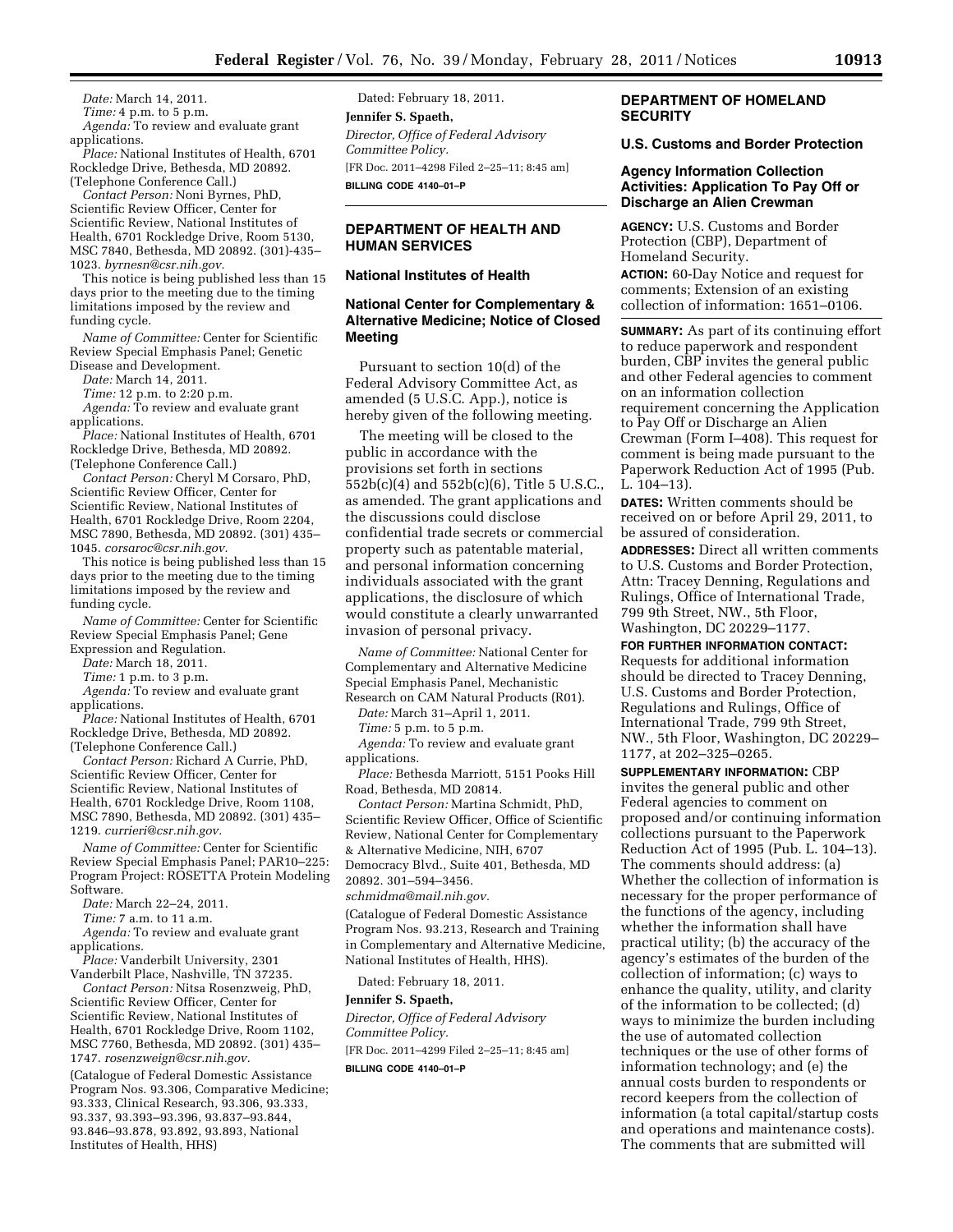*Date:* March 14, 2011.

*Time:* 4 p.m. to 5 p.m.

*Agenda:* To review and evaluate grant applications.

*Place:* National Institutes of Health, 6701 Rockledge Drive, Bethesda, MD 20892. (Telephone Conference Call.)

*Contact Person:* Noni Byrnes, PhD, Scientific Review Officer, Center for Scientific Review, National Institutes of Health, 6701 Rockledge Drive, Room 5130, MSC 7840, Bethesda, MD 20892. (301)-435–1023. *byrnesn@csr.nih.gov.*

This notice is being published less than 15 days prior to the meeting due to the timing limitations imposed by the review and funding cycle.

*Name of Committee:* Center for Scientific Review Special Emphasis Panel; Genetic Disease and Development.

*Date:* March 14, 2011.

*Time:* 12 p.m. to 2:20 p.m.

*Agenda:* To review and evaluate grant applications.

*Place:* National Institutes of Health, 6701 Rockledge Drive, Bethesda, MD 20892. (Telephone Conference Call.)

*Contact Person:* Cheryl M Corsaro, PhD, Scientific Review Officer, Center for Scientific Review, National Institutes of Health, 6701 Rockledge Drive, Room 2204, MSC 7890, Bethesda, MD 20892. (301) 435–1045. *corsaroc@csr.nih.gov.*

This notice is being published less than 15 days prior to the meeting due to the timing limitations imposed by the review and funding cycle.

*Name of Committee:* Center for Scientific Review Special Emphasis Panel; Gene Expression and Regulation.

*Date:* March 18, 2011.

*Time:* 1 p.m. to 3 p.m.

*Agenda:* To review and evaluate grant applications.

*Place:* National Institutes of Health, 6701 Rockledge Drive, Bethesda, MD 20892. (Telephone Conference Call.)

*Contact Person:* Richard A Currie, PhD, Scientific Review Officer, Center for Scientific Review, National Institutes of Health, 6701 Rockledge Drive, Room 1108, MSC 7890, Bethesda, MD 20892. (301) 435–1219. *currieri@csr.nih.gov.*

*Name of Committee:* Center for Scientific Review Special Emphasis Panel; PAR10–225: Program Project: ROSETTA Protein Modeling Software.

*Date:* March 22–24, 2011.

*Time:* 7 a.m. to 11 a.m.

*Agenda:* To review and evaluate grant applications.

*Place:* Vanderbilt University, 2301 Vanderbilt Place, Nashville, TN 37235.

*Contact Person:* Nitsa Rosenzweig, PhD, Scientific Review Officer, Center for Scientific Review, National Institutes of Health, 6701 Rockledge Drive, Room 1102, MSC 7760, Bethesda, MD 20892. (301) 435–1747. *rosenzweign@csr.nih.gov.*

(Catalogue of Federal Domestic Assistance Program Nos. 93.306, Comparative Medicine; 93.333, Clinical Research, 93.306, 93.333, 93.337, 93.393–93.396, 93.837–93.844, 93.846–93.878, 93.892, 93.893, National Institutes of Health, HHS)

Dated: February 18, 2011.

**Jennifer S. Spaeth,**

*Director, Office of Federal Advisory Committee Policy.*

[FR Doc. 2011–4298 Filed 2–25–11; 8:45 am]

**BILLING CODE 4140–01–P**

## DEPARTMENT OF HEALTH AND HUMAN SERVICES

### National Institutes of Health

### National Center for Complementary & Alternative Medicine; Notice of Closed Meeting

Pursuant to section 10(d) of the Federal Advisory Committee Act, as amended (5 U.S.C. App.), notice is hereby given of the following meeting.

The meeting will be closed to the public in accordance with the provisions set forth in sections 552b(c)(4) and 552b(c)(6), Title 5 U.S.C., as amended. The grant applications and the discussions could disclose confidential trade secrets or commercial property such as patentable material, and personal information concerning individuals associated with the grant applications, the disclosure of which would constitute a clearly unwarranted invasion of personal privacy.

*Name of Committee:* National Center for Complementary and Alternative Medicine Special Emphasis Panel, Mechanistic Research on CAM Natural Products (R01).

*Date:* March 31–April 1, 2011.

*Time:* 5 p.m. to 5 p.m.

*Agenda:* To review and evaluate grant applications.

*Place:* Bethesda Marriott, 5151 Pooks Hill Road, Bethesda, MD 20814.

*Contact Person:* Martina Schmidt, PhD, Scientific Review Officer, Office of Scientific Review, National Center for Complementary & Alternative Medicine, NIH, 6707 Democracy Blvd., Suite 401, Bethesda, MD 20892. 301–594–3456. *schmidma@mail.nih.gov.*

(Catalogue of Federal Domestic Assistance Program Nos. 93.213, Research and Training in Complementary and Alternative Medicine, National Institutes of Health, HHS).

Dated: February 18, 2011.

**Jennifer S. Spaeth,**

*Director, Office of Federal Advisory Committee Policy.*

[FR Doc. 2011–4299 Filed 2–25–11; 8:45 am]

**BILLING CODE 4140–01–P**

## DEPARTMENT OF HOMELAND SECURITY

### U.S. Customs and Border Protection

### Agency Information Collection Activities: Application To Pay Off or Discharge an Alien Crewman

**AGENCY:** U.S. Customs and Border Protection (CBP), Department of Homeland Security.

**ACTION:** 60-Day Notice and request for comments; Extension of an existing collection of information: 1651–0106.

**SUMMARY:** As part of its continuing effort to reduce paperwork and respondent burden, CBP invites the general public and other Federal agencies to comment on an information collection requirement concerning the Application to Pay Off or Discharge an Alien Crewman (Form I–408). This request for comment is being made pursuant to the Paperwork Reduction Act of 1995 (Pub. L. 104–13).

**DATES:** Written comments should be received on or before April 29, 2011, to be assured of consideration.

**ADDRESSES:** Direct all written comments to U.S. Customs and Border Protection, Attn: Tracey Denning, Regulations and Rulings, Office of International Trade, 799 9th Street, NW., 5th Floor, Washington, DC 20229–1177.

**FOR FURTHER INFORMATION CONTACT:** Requests for additional information should be directed to Tracey Denning, U.S. Customs and Border Protection, Regulations and Rulings, Office of International Trade, 799 9th Street, NW., 5th Floor, Washington, DC 20229–1177, at 202–325–0265.

**SUPPLEMENTARY INFORMATION:** CBP invites the general public and other Federal agencies to comment on proposed and/or continuing information collections pursuant to the Paperwork Reduction Act of 1995 (Pub. L. 104–13). The comments should address: (a) Whether the collection of information is necessary for the proper performance of the functions of the agency, including whether the information shall have practical utility; (b) the accuracy of the agency's estimates of the burden of the collection of information; (c) ways to enhance the quality, utility, and clarity of the information to be collected; (d) ways to minimize the burden including the use of automated collection techniques or the use of other forms of information technology; and (e) the annual costs burden to respondents or record keepers from the collection of information (a total capital/startup costs and operations and maintenance costs). The comments that are submitted will